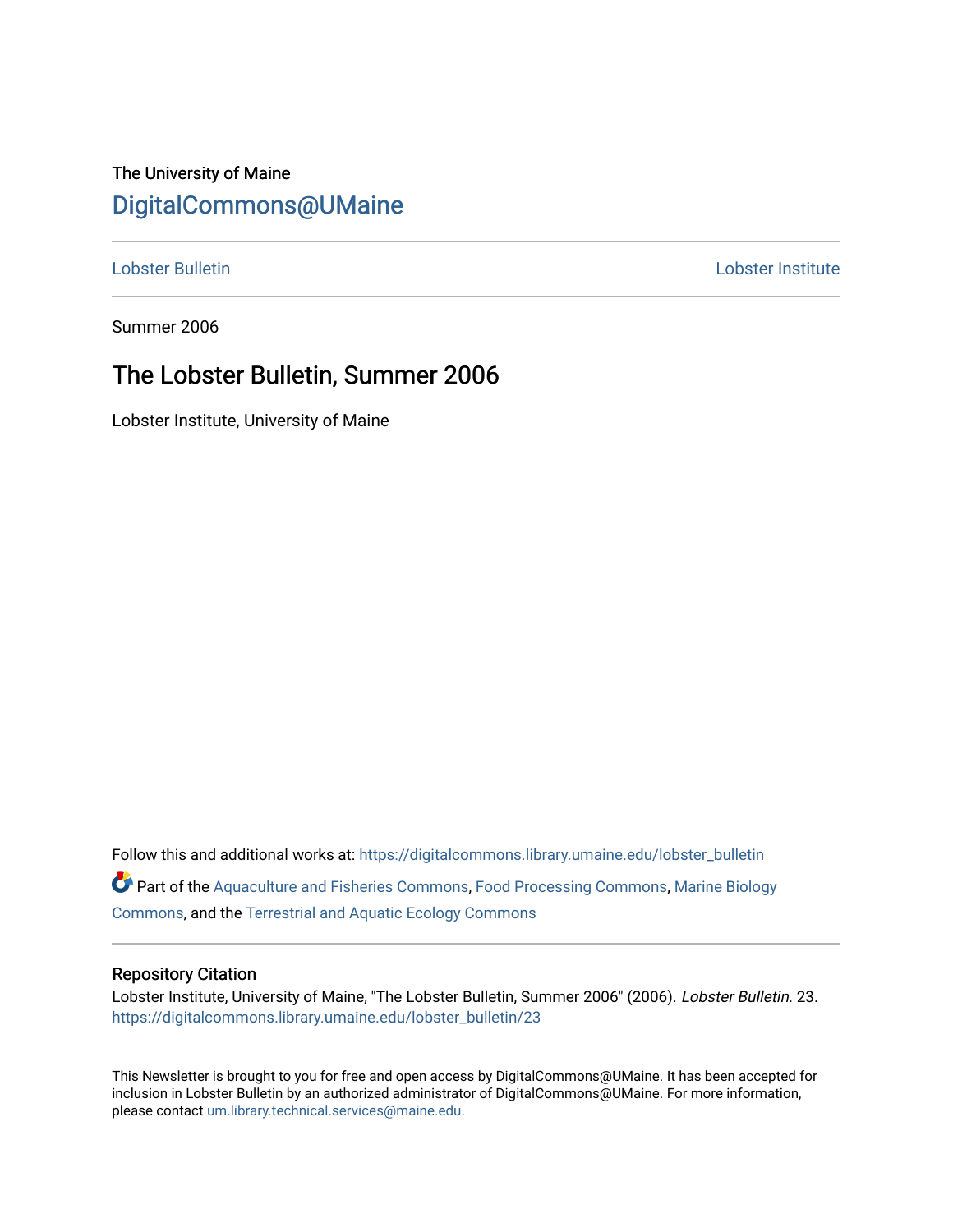The University of Maine

[DigitalCommons@UMaine](https://digitalcommons.library.umaine.edu/)

[Lobster Bulletin](https://digitalcommons.library.umaine.edu/lobster_bulletin) [Lobster Institute](https://digitalcommons.library.umaine.edu/lobster_institute)

Summer 2006

# The Lobster Bulletin, Summer 2006

Lobster Institute, University of Maine

Follow this and additional works at: https://digitalcommons.library.umaine.edu/lobster_bulletin

Part of the Aquaculture and Fisheries Commons, Food Processing Commons, Marine Biology Commons, and the Terrestrial and Aquatic Ecology Commons

## Repository Citation

Lobster Institute, University of Maine, "The Lobster Bulletin, Summer 2006" (2006). *Lobster Bulletin*. 23. https://digitalcommons.library.umaine.edu/lobster_bulletin/23

This Newsletter is brought to you for free and open access by DigitalCommons@UMaine. It has been accepted for inclusion in Lobster Bulletin by an authorized administrator of DigitalCommons@UMaine. For more information, please contact um.library.technical.services@maine.edu.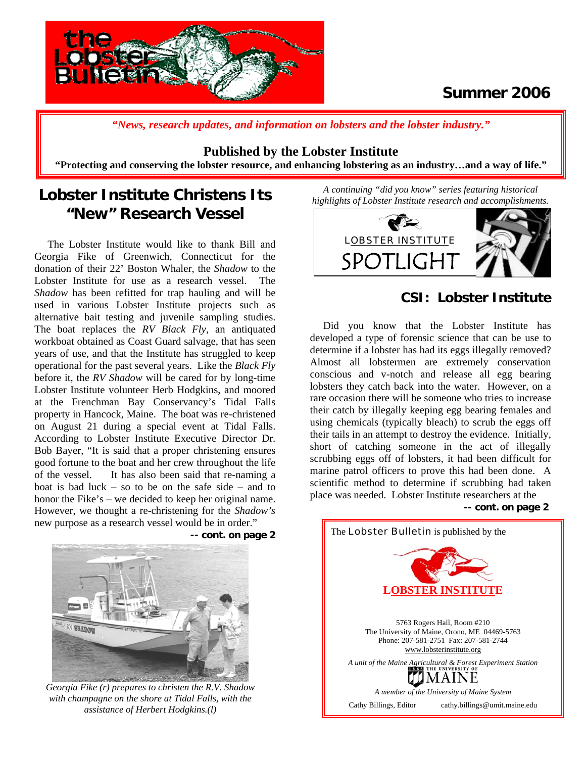# the Lobster Bulletin

**Summer 2006**

*"News, research updates, and information on lobsters and the lobster industry."*

**Published by the Lobster Institute**

**"Protecting and conserving the lobster resource, and enhancing lobstering as an industry…and a way of life."**

## Lobster Institute Christens Its "New" Research Vessel

The Lobster Institute would like to thank Bill and Georgia Fike of Greenwich, Connecticut for the donation of their 22' Boston Whaler, the *Shadow* to the Lobster Institute for use as a research vessel. The *Shadow* has been refitted for trap hauling and will be used in various Lobster Institute projects such as alternative bait testing and juvenile sampling studies. The boat replaces the *RV Black Fly*, an antiquated workboat obtained as Coast Guard salvage, that has seen years of use, and that the Institute has struggled to keep operational for the past several years. Like the *Black Fly* before it, the *RV Shadow* will be cared for by long-time Lobster Institute volunteer Herb Hodgkins, and moored at the Frenchman Bay Conservancy's Tidal Falls property in Hancock, Maine. The boat was re-christened on August 21 during a special event at Tidal Falls. According to Lobster Institute Executive Director Dr. Bob Bayer, "It is said that a proper christening ensures good fortune to the boat and her crew throughout the life of the vessel. It has also been said that re-naming a boat is bad luck – so to be on the safe side – and to honor the Fike's – we decided to keep her original name. However, we thought a re-christening for the *Shadow's* new purpose as a research vessel would be in order."

**-- cont. on page 2**

*Georgia Fike (r) prepares to christen the R.V. Shadow with champagne on the shore at Tidal Falls, with the assistance of Herbert Hodgkins.(l)*

*A continuing "did you know" series featuring historical highlights of Lobster Institute research and accomplishments.*

LOBSTER INSTITUTE SPOTLIGHT

## CSI: Lobster Institute

Did you know that the Lobster Institute has developed a type of forensic science that can be use to determine if a lobster has had its eggs illegally removed? Almost all lobstermen are extremely conservation conscious and v-notch and release all egg bearing lobsters they catch back into the water. However, on a rare occasion there will be someone who tries to increase their catch by illegally keeping egg bearing females and using chemicals (typically bleach) to scrub the eggs off their tails in an attempt to destroy the evidence. Initially, short of catching someone in the act of illegally scrubbing eggs off of lobsters, it had been difficult for marine patrol officers to prove this had been done. A scientific method to determine if scrubbing had taken place was needed. Lobster Institute researchers at the

**-- cont. on page 2**

The Lobster Bulletin is published by the

**LOBSTER INSTITUTE**

5763 Rogers Hall, Room #210
The University of Maine, Orono, ME 04469-5763
Phone: 207-581-2751 Fax: 207-581-2744
www.lobsterinstitute.org

*A unit of the Maine Agricultural & Forest Experiment Station*

THE UNIVERSITY OF MAINE

*A member of the University of Maine System*

Cathy Billings, Editor cathy.billings@umit.maine.edu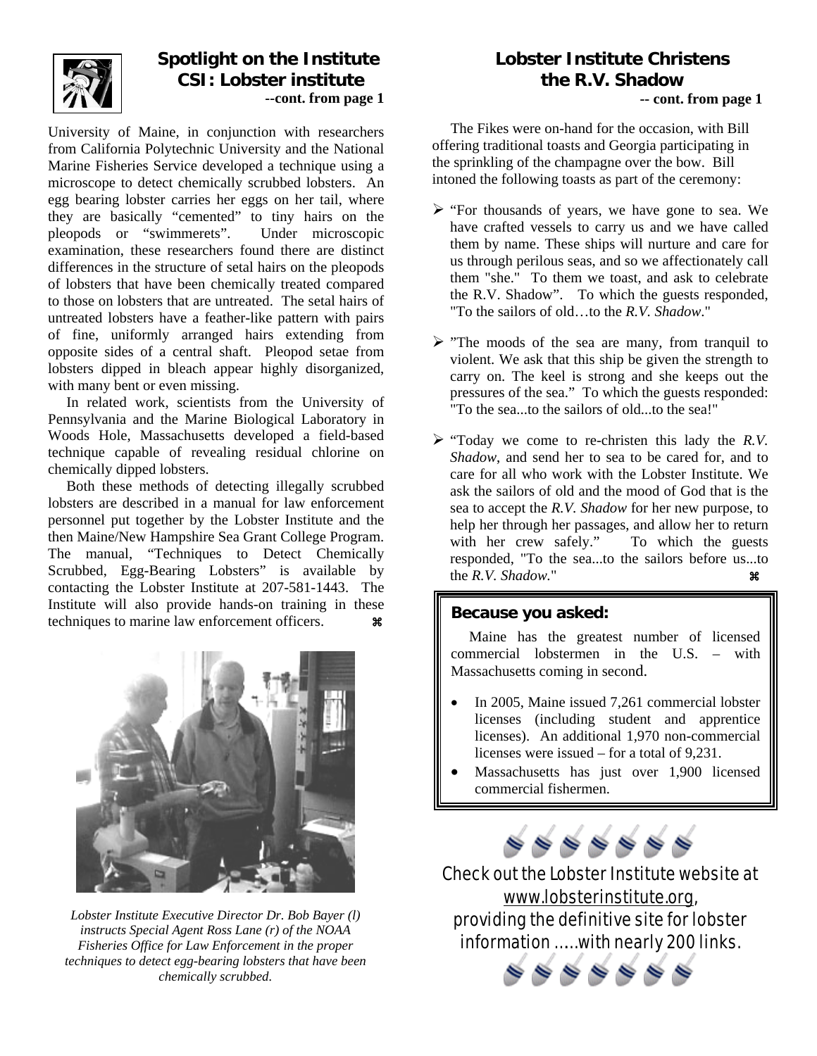## Spotlight on the Institute
## CSI: Lobster institute

**--cont. from page 1**

University of Maine, in conjunction with researchers from California Polytechnic University and the National Marine Fisheries Service developed a technique using a microscope to detect chemically scrubbed lobsters. An egg bearing lobster carries her eggs on her tail, where they are basically "cemented" to tiny hairs on the pleopods or "swimmerets". Under microscopic examination, these researchers found there are distinct differences in the structure of setal hairs on the pleopods of lobsters that have been chemically treated compared to those on lobsters that are untreated. The setal hairs of untreated lobsters have a feather-like pattern with pairs of fine, uniformly arranged hairs extending from opposite sides of a central shaft. Pleopod setae from lobsters dipped in bleach appear highly disorganized, with many bent or even missing.

In related work, scientists from the University of Pennsylvania and the Marine Biological Laboratory in Woods Hole, Massachusetts developed a field-based technique capable of revealing residual chlorine on chemically dipped lobsters.

Both these methods of detecting illegally scrubbed lobsters are described in a manual for law enforcement personnel put together by the Lobster Institute and the then Maine/New Hampshire Sea Grant College Program. The manual, "Techniques to Detect Chemically Scrubbed, Egg-Bearing Lobsters" is available by contacting the Lobster Institute at 207-581-1443. The Institute will also provide hands-on training in these techniques to marine law enforcement officers. ⌘

*Lobster Institute Executive Director Dr. Bob Bayer (l) instructs Special Agent Ross Lane (r) of the NOAA Fisheries Office for Law Enforcement in the proper techniques to detect egg-bearing lobsters that have been chemically scrubbed.*

## Lobster Institute Christens the R.V. Shadow

**-- cont. from page 1**

The Fikes were on-hand for the occasion, with Bill offering traditional toasts and Georgia participating in the sprinkling of the champagne over the bow. Bill intoned the following toasts as part of the ceremony:

- "For thousands of years, we have gone to sea. We have crafted vessels to carry us and we have called them by name. These ships will nurture and care for us through perilous seas, and so we affectionately call them "she." To them we toast, and ask to celebrate the R.V. Shadow". To which the guests responded, "To the sailors of old…to the *R.V. Shadow*."
- "The moods of the sea are many, from tranquil to violent. We ask that this ship be given the strength to carry on. The keel is strong and she keeps out the pressures of the sea." To which the guests responded: "To the sea...to the sailors of old...to the sea!"
- "Today we come to re-christen this lady the *R.V. Shadow*, and send her to sea to be cared for, and to care for all who work with the Lobster Institute. We ask the sailors of old and the mood of God that is the sea to accept the *R.V. Shadow* for her new purpose, to help her through her passages, and allow her to return with her crew safely." To which the guests responded, "To the sea...to the sailors before us...to the *R.V. Shadow*." ⌘

### Because you asked:

Maine has the greatest number of licensed commercial lobstermen in the U.S. – with Massachusetts coming in second.

- In 2005, Maine issued 7,261 commercial lobster licenses (including student and apprentice licenses). An additional 1,970 non-commercial licenses were issued – for a total of 9,231.
- Massachusetts has just over 1,900 licensed commercial fishermen.

Check out the Lobster Institute website at www.lobsterinstitute.org, providing the definitive site for lobster information .....with nearly 200 links.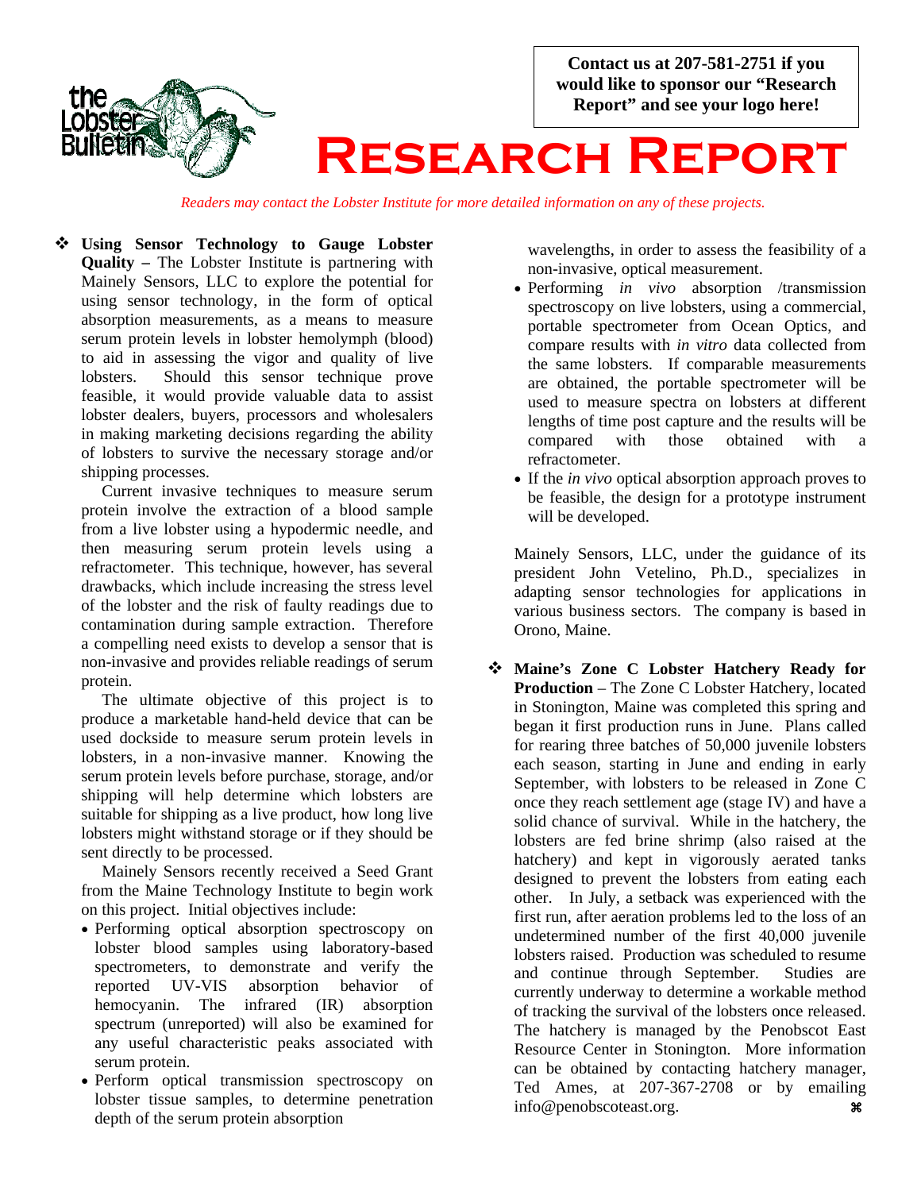**Contact us at 207-581-2751 if you would like to sponsor our "Research Report" and see your logo here!**

# Research Report

*Readers may contact the Lobster Institute for more detailed information on any of these projects.*

❖ **Using Sensor Technology to Gauge Lobster Quality –** The Lobster Institute is partnering with Mainely Sensors, LLC to explore the potential for using sensor technology, in the form of optical absorption measurements, as a means to measure serum protein levels in lobster hemolymph (blood) to aid in assessing the vigor and quality of live lobsters. Should this sensor technique prove feasible, it would provide valuable data to assist lobster dealers, buyers, processors and wholesalers in making marketing decisions regarding the ability of lobsters to survive the necessary storage and/or shipping processes.

Current invasive techniques to measure serum protein involve the extraction of a blood sample from a live lobster using a hypodermic needle, and then measuring serum protein levels using a refractometer. This technique, however, has several drawbacks, which include increasing the stress level of the lobster and the risk of faulty readings due to contamination during sample extraction. Therefore a compelling need exists to develop a sensor that is non-invasive and provides reliable readings of serum protein.

The ultimate objective of this project is to produce a marketable hand-held device that can be used dockside to measure serum protein levels in lobsters, in a non-invasive manner. Knowing the serum protein levels before purchase, storage, and/or shipping will help determine which lobsters are suitable for shipping as a live product, how long live lobsters might withstand storage or if they should be sent directly to be processed.

Mainely Sensors recently received a Seed Grant from the Maine Technology Institute to begin work on this project. Initial objectives include:

- Performing optical absorption spectroscopy on lobster blood samples using laboratory-based spectrometers, to demonstrate and verify the reported UV-VIS absorption behavior of hemocyanin. The infrared (IR) absorption spectrum (unreported) will also be examined for any useful characteristic peaks associated with serum protein.
- Perform optical transmission spectroscopy on lobster tissue samples, to determine penetration depth of the serum protein absorption wavelengths, in order to assess the feasibility of a non-invasive, optical measurement.
- Performing *in vivo* absorption /transmission spectroscopy on live lobsters, using a commercial, portable spectrometer from Ocean Optics, and compare results with *in vitro* data collected from the same lobsters. If comparable measurements are obtained, the portable spectrometer will be used to measure spectra on lobsters at different lengths of time post capture and the results will be compared with those obtained with a refractometer.
- If the *in vivo* optical absorption approach proves to be feasible, the design for a prototype instrument will be developed.

Mainely Sensors, LLC, under the guidance of its president John Vetelino, Ph.D., specializes in adapting sensor technologies for applications in various business sectors. The company is based in Orono, Maine.

❖ **Maine's Zone C Lobster Hatchery Ready for Production** – The Zone C Lobster Hatchery, located in Stonington, Maine was completed this spring and began it first production runs in June. Plans called for rearing three batches of 50,000 juvenile lobsters each season, starting in June and ending in early September, with lobsters to be released in Zone C once they reach settlement age (stage IV) and have a solid chance of survival. While in the hatchery, the lobsters are fed brine shrimp (also raised at the hatchery) and kept in vigorously aerated tanks designed to prevent the lobsters from eating each other. In July, a setback was experienced with the first run, after aeration problems led to the loss of an undetermined number of the first 40,000 juvenile lobsters raised. Production was scheduled to resume and continue through September. Studies are currently underway to determine a workable method of tracking the survival of the lobsters once released. The hatchery is managed by the Penobscot East Resource Center in Stonington. More information can be obtained by contacting hatchery manager, Ted Ames, at 207-367-2708 or by emailing info@penobscoteast.org. ⌘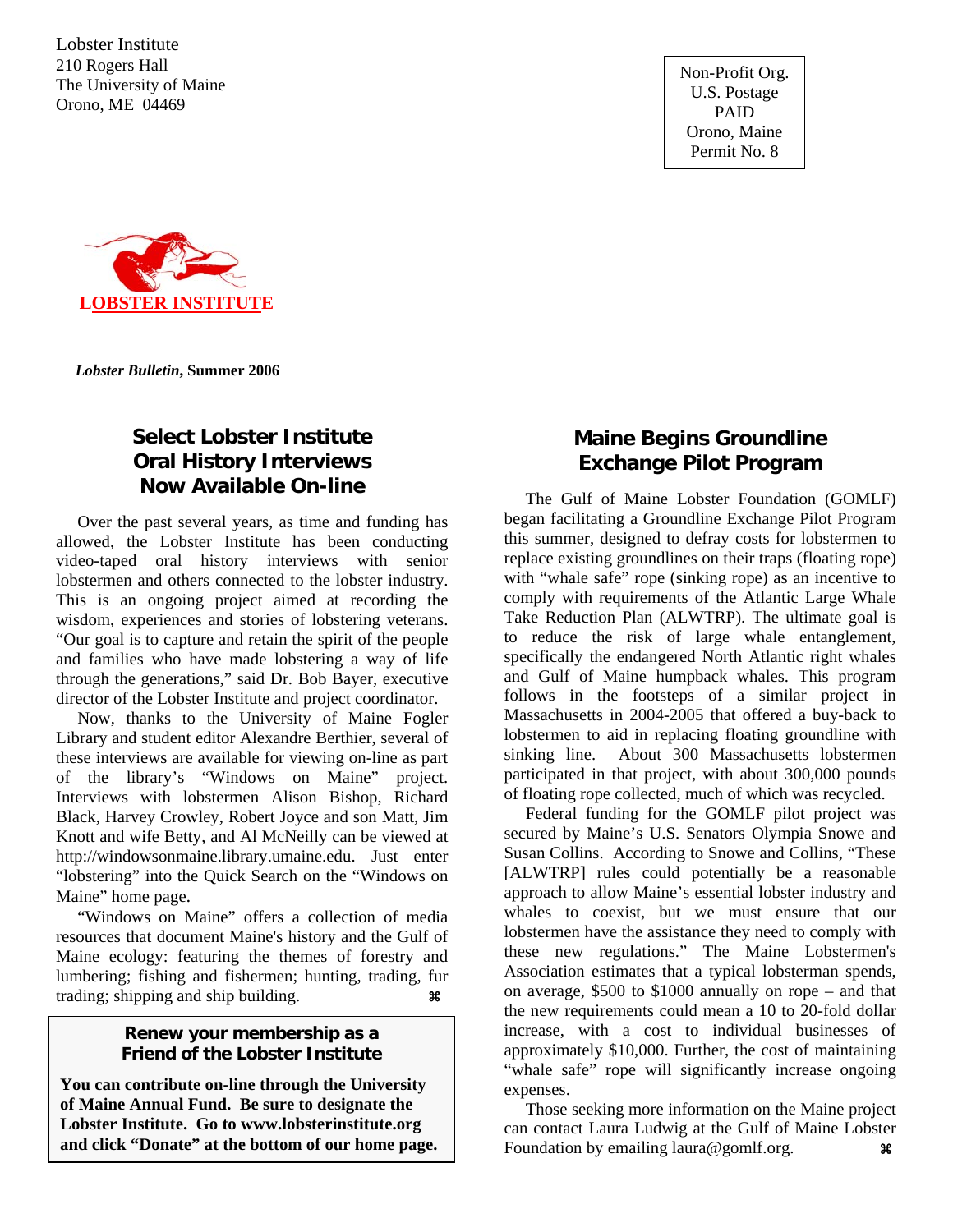Lobster Institute
210 Rogers Hall
The University of Maine
Orono, ME 04469

Non-Profit Org.
U.S. Postage
PAID
Orono, Maine
Permit No. 8

LOBSTER INSTITUTE

***Lobster Bulletin*, Summer 2006**

## Select Lobster Institute Oral History Interviews Now Available On-line

Over the past several years, as time and funding has allowed, the Lobster Institute has been conducting video-taped oral history interviews with senior lobstermen and others connected to the lobster industry. This is an ongoing project aimed at recording the wisdom, experiences and stories of lobstering veterans. "Our goal is to capture and retain the spirit of the people and families who have made lobstering a way of life through the generations," said Dr. Bob Bayer, executive director of the Lobster Institute and project coordinator.

Now, thanks to the University of Maine Fogler Library and student editor Alexandre Berthier, several of these interviews are available for viewing on-line as part of the library's "Windows on Maine" project. Interviews with lobstermen Alison Bishop, Richard Black, Harvey Crowley, Robert Joyce and son Matt, Jim Knott and wife Betty, and Al McNeilly can be viewed at http://windowsonmaine.library.umaine.edu. Just enter "lobstering" into the Quick Search on the "Windows on Maine" home page.

"Windows on Maine" offers a collection of media resources that document Maine's history and the Gulf of Maine ecology: featuring the themes of forestry and lumbering; fishing and fishermen; hunting, trading, fur trading; shipping and ship building. ⌘

### Renew your membership as a Friend of the Lobster Institute

**You can contribute on-line through the University of Maine Annual Fund. Be sure to designate the Lobster Institute. Go to www.lobsterinstitute.org and click "Donate" at the bottom of our home page.**

## Maine Begins Groundline Exchange Pilot Program

The Gulf of Maine Lobster Foundation (GOMLF) began facilitating a Groundline Exchange Pilot Program this summer, designed to defray costs for lobstermen to replace existing groundlines on their traps (floating rope) with "whale safe" rope (sinking rope) as an incentive to comply with requirements of the Atlantic Large Whale Take Reduction Plan (ALWTRP). The ultimate goal is to reduce the risk of large whale entanglement, specifically the endangered North Atlantic right whales and Gulf of Maine humpback whales. This program follows in the footsteps of a similar project in Massachusetts in 2004-2005 that offered a buy-back to lobstermen to aid in replacing floating groundline with sinking line. About 300 Massachusetts lobstermen participated in that project, with about 300,000 pounds of floating rope collected, much of which was recycled.

Federal funding for the GOMLF pilot project was secured by Maine's U.S. Senators Olympia Snowe and Susan Collins. According to Snowe and Collins, "These [ALWTRP] rules could potentially be a reasonable approach to allow Maine's essential lobster industry and whales to coexist, but we must ensure that our lobstermen have the assistance they need to comply with these new regulations." The Maine Lobstermen's Association estimates that a typical lobsterman spends, on average, $500 to $1000 annually on rope – and that the new requirements could mean a 10 to 20-fold dollar increase, with a cost to individual businesses of approximately $10,000. Further, the cost of maintaining "whale safe" rope will significantly increase ongoing expenses.

Those seeking more information on the Maine project can contact Laura Ludwig at the Gulf of Maine Lobster Foundation by emailing laura@gomlf.org. ⌘